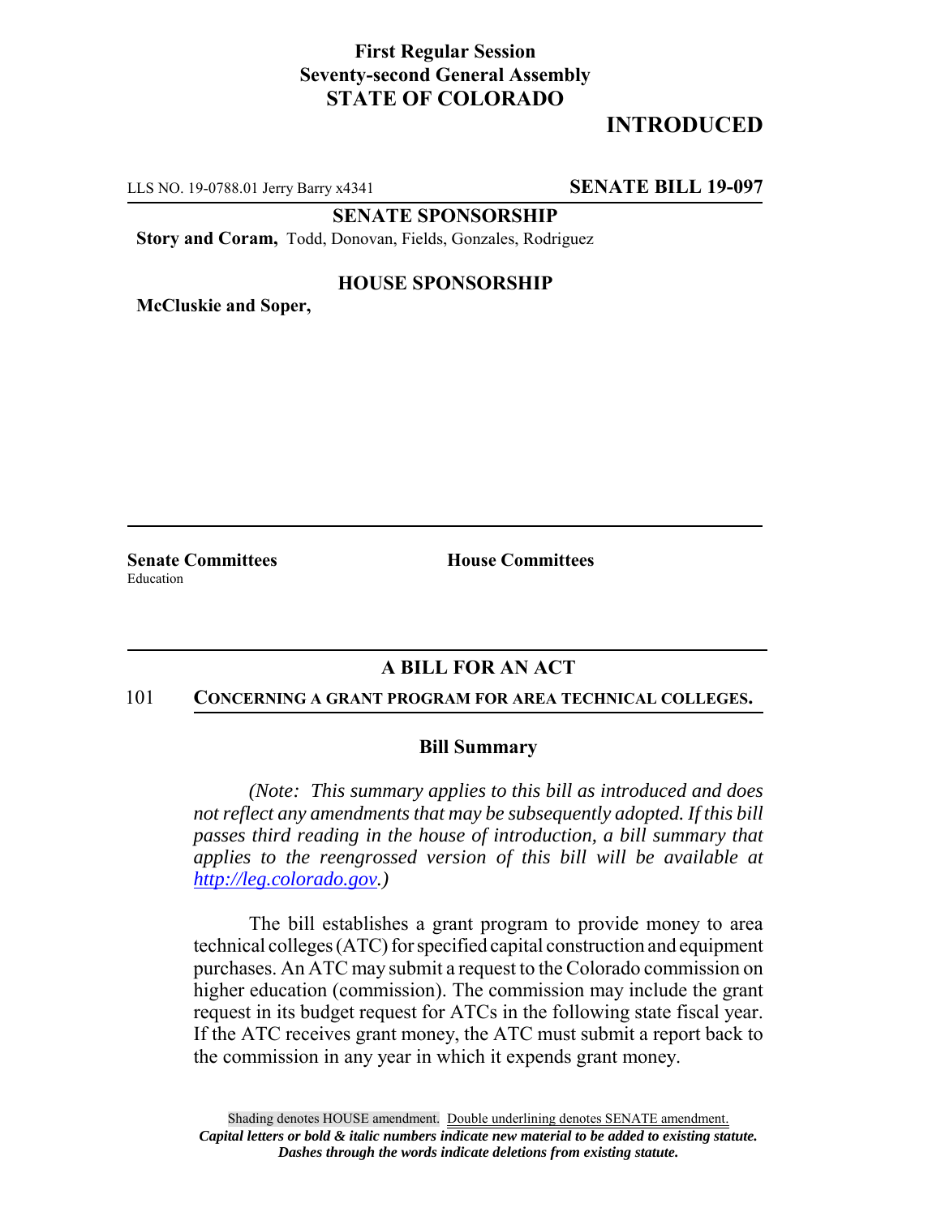**First Regular Session**
**Seventy-second General Assembly**
**STATE OF COLORADO**

**INTRODUCED**

LLS NO. 19-0788.01 Jerry Barry x4341 **SENATE BILL 19-097**

**SENATE SPONSORSHIP**

**Story and Coram,** Todd, Donovan, Fields, Gonzales, Rodriguez

**HOUSE SPONSORSHIP**

**McCluskie and Soper,**

**Senate Committees**
Education

**House Committees**

## A BILL FOR AN ACT

101 **CONCERNING A GRANT PROGRAM FOR AREA TECHNICAL COLLEGES.**

### Bill Summary

*(Note: This summary applies to this bill as introduced and does not reflect any amendments that may be subsequently adopted. If this bill passes third reading in the house of introduction, a bill summary that applies to the reengrossed version of this bill will be available at http://leg.colorado.gov.)*

The bill establishes a grant program to provide money to area technical colleges (ATC) for specified capital construction and equipment purchases. An ATC may submit a request to the Colorado commission on higher education (commission). The commission may include the grant request in its budget request for ATCs in the following state fiscal year. If the ATC receives grant money, the ATC must submit a report back to the commission in any year in which it expends grant money.

Shading denotes HOUSE amendment. Double underlining denotes SENATE amendment.
*Capital letters or bold & italic numbers indicate new material to be added to existing statute.*
*Dashes through the words indicate deletions from existing statute.*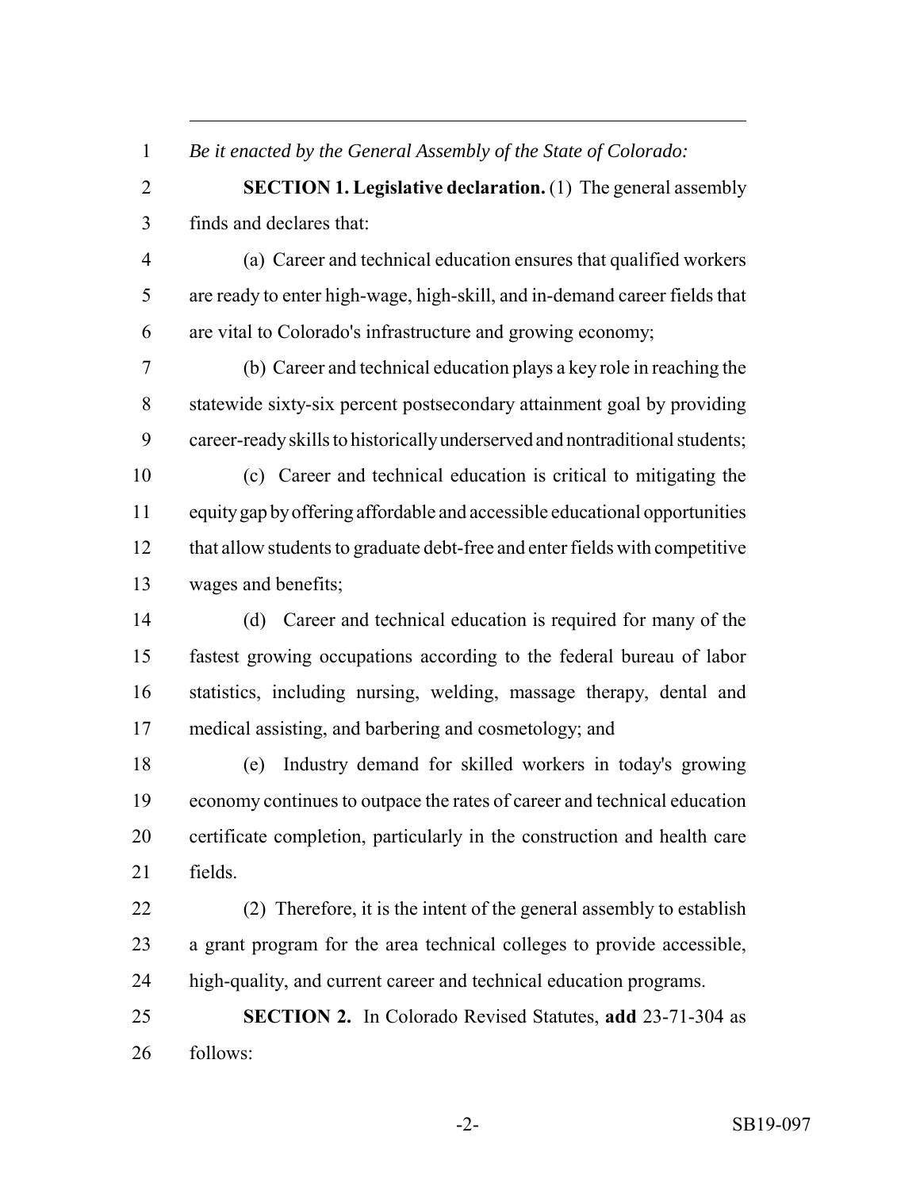*Be it enacted by the General Assembly of the State of Colorado:*

**SECTION 1. Legislative declaration.** (1) The general assembly finds and declares that:

(a) Career and technical education ensures that qualified workers are ready to enter high-wage, high-skill, and in-demand career fields that are vital to Colorado's infrastructure and growing economy;

(b) Career and technical education plays a key role in reaching the statewide sixty-six percent postsecondary attainment goal by providing career-ready skills to historically underserved and nontraditional students;

(c) Career and technical education is critical to mitigating the equity gap by offering affordable and accessible educational opportunities that allow students to graduate debt-free and enter fields with competitive wages and benefits;

(d) Career and technical education is required for many of the fastest growing occupations according to the federal bureau of labor statistics, including nursing, welding, massage therapy, dental and medical assisting, and barbering and cosmetology; and

(e) Industry demand for skilled workers in today's growing economy continues to outpace the rates of career and technical education certificate completion, particularly in the construction and health care fields.

(2) Therefore, it is the intent of the general assembly to establish a grant program for the area technical colleges to provide accessible, high-quality, and current career and technical education programs.

**SECTION 2.** In Colorado Revised Statutes, **add** 23-71-304 as follows: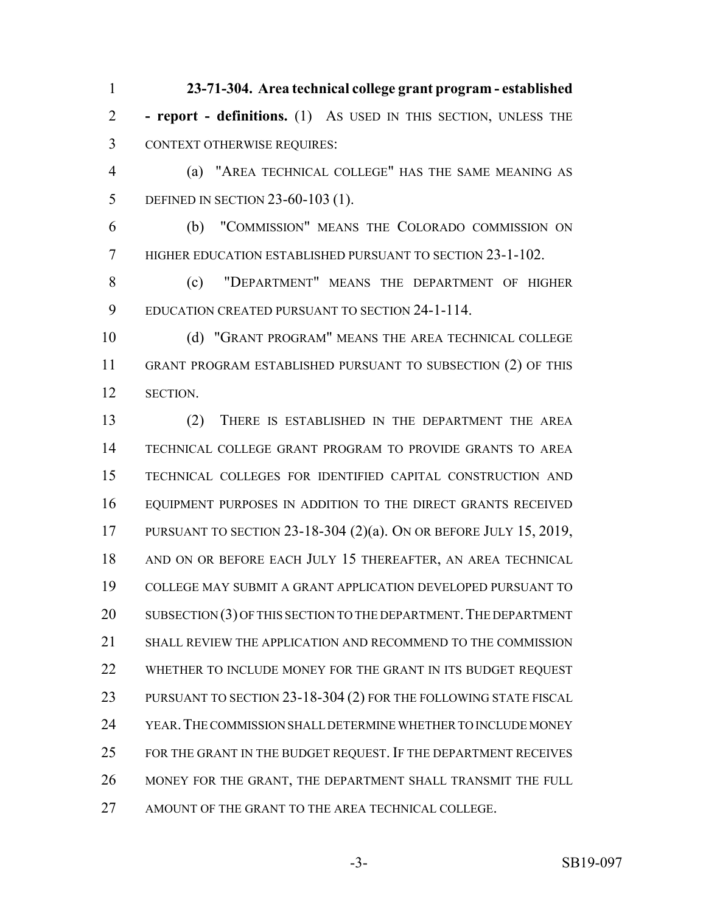**23-71-304. Area technical college grant program - established - report - definitions.** (1) AS USED IN THIS SECTION, UNLESS THE CONTEXT OTHERWISE REQUIRES:

(a) "AREA TECHNICAL COLLEGE" HAS THE SAME MEANING AS DEFINED IN SECTION 23-60-103 (1).

(b) "COMMISSION" MEANS THE COLORADO COMMISSION ON HIGHER EDUCATION ESTABLISHED PURSUANT TO SECTION 23-1-102.

(c) "DEPARTMENT" MEANS THE DEPARTMENT OF HIGHER EDUCATION CREATED PURSUANT TO SECTION 24-1-114.

(d) "GRANT PROGRAM" MEANS THE AREA TECHNICAL COLLEGE GRANT PROGRAM ESTABLISHED PURSUANT TO SUBSECTION (2) OF THIS SECTION.

(2) THERE IS ESTABLISHED IN THE DEPARTMENT THE AREA TECHNICAL COLLEGE GRANT PROGRAM TO PROVIDE GRANTS TO AREA TECHNICAL COLLEGES FOR IDENTIFIED CAPITAL CONSTRUCTION AND EQUIPMENT PURPOSES IN ADDITION TO THE DIRECT GRANTS RECEIVED PURSUANT TO SECTION 23-18-304 (2)(a). ON OR BEFORE JULY 15, 2019, AND ON OR BEFORE EACH JULY 15 THEREAFTER, AN AREA TECHNICAL COLLEGE MAY SUBMIT A GRANT APPLICATION DEVELOPED PURSUANT TO SUBSECTION (3) OF THIS SECTION TO THE DEPARTMENT. THE DEPARTMENT SHALL REVIEW THE APPLICATION AND RECOMMEND TO THE COMMISSION WHETHER TO INCLUDE MONEY FOR THE GRANT IN ITS BUDGET REQUEST PURSUANT TO SECTION 23-18-304 (2) FOR THE FOLLOWING STATE FISCAL YEAR. THE COMMISSION SHALL DETERMINE WHETHER TO INCLUDE MONEY FOR THE GRANT IN THE BUDGET REQUEST. IF THE DEPARTMENT RECEIVES MONEY FOR THE GRANT, THE DEPARTMENT SHALL TRANSMIT THE FULL AMOUNT OF THE GRANT TO THE AREA TECHNICAL COLLEGE.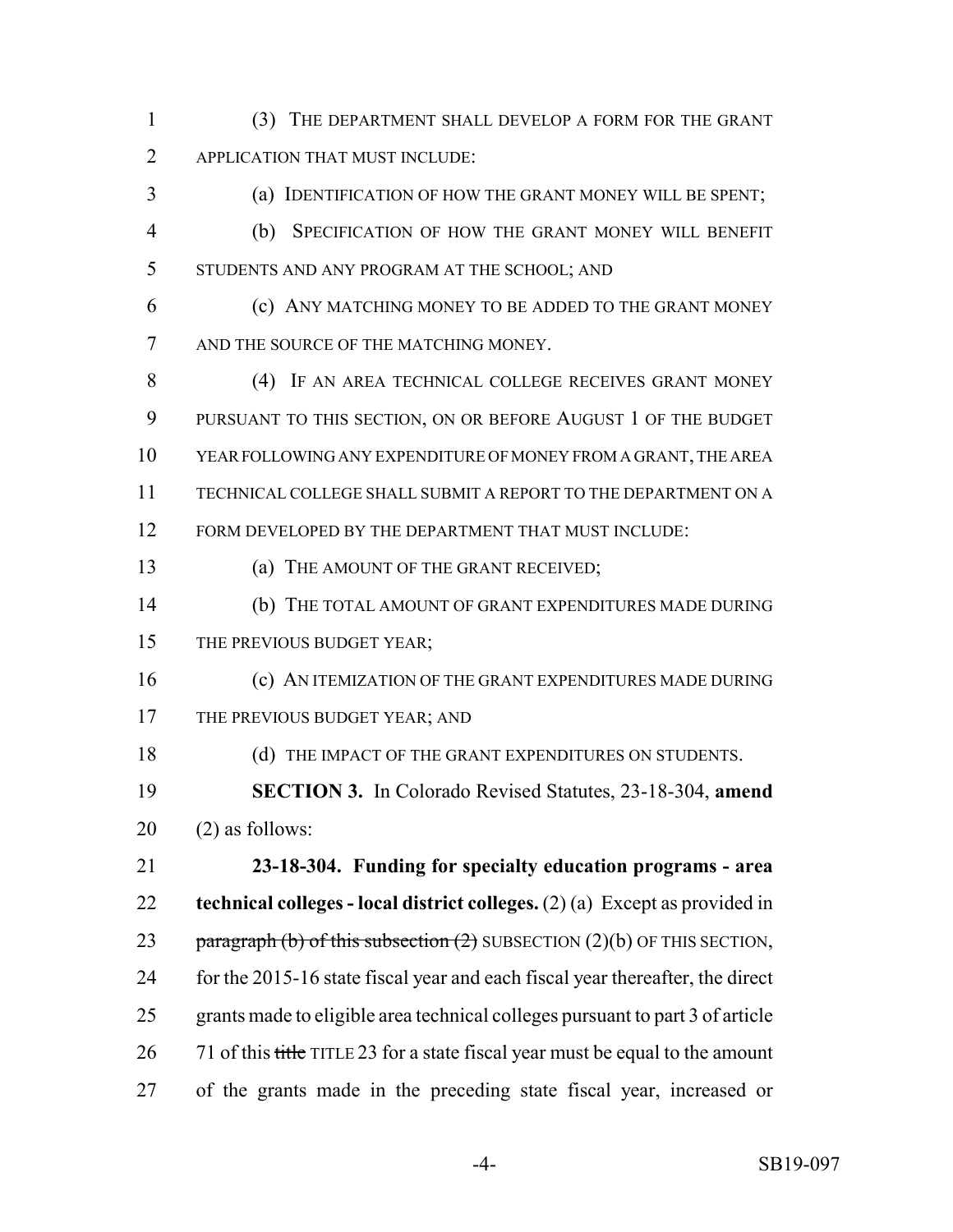(3) THE DEPARTMENT SHALL DEVELOP A FORM FOR THE GRANT APPLICATION THAT MUST INCLUDE:

(a) IDENTIFICATION OF HOW THE GRANT MONEY WILL BE SPENT;

(b) SPECIFICATION OF HOW THE GRANT MONEY WILL BENEFIT STUDENTS AND ANY PROGRAM AT THE SCHOOL; AND

(c) ANY MATCHING MONEY TO BE ADDED TO THE GRANT MONEY AND THE SOURCE OF THE MATCHING MONEY.

(4) IF AN AREA TECHNICAL COLLEGE RECEIVES GRANT MONEY PURSUANT TO THIS SECTION, ON OR BEFORE AUGUST 1 OF THE BUDGET YEAR FOLLOWING ANY EXPENDITURE OF MONEY FROM A GRANT, THE AREA TECHNICAL COLLEGE SHALL SUBMIT A REPORT TO THE DEPARTMENT ON A FORM DEVELOPED BY THE DEPARTMENT THAT MUST INCLUDE:

(a) THE AMOUNT OF THE GRANT RECEIVED;

(b) THE TOTAL AMOUNT OF GRANT EXPENDITURES MADE DURING THE PREVIOUS BUDGET YEAR;

(c) AN ITEMIZATION OF THE GRANT EXPENDITURES MADE DURING THE PREVIOUS BUDGET YEAR; AND

(d) THE IMPACT OF THE GRANT EXPENDITURES ON STUDENTS.

**SECTION 3.** In Colorado Revised Statutes, 23-18-304, **amend** (2) as follows:

**23-18-304. Funding for specialty education programs - area technical colleges - local district colleges.** (2) (a) Except as provided in ~~paragraph (b) of this subsection (2)~~ SUBSECTION (2)(b) OF THIS SECTION, for the 2015-16 state fiscal year and each fiscal year thereafter, the direct grants made to eligible area technical colleges pursuant to part 3 of article 71 of this ~~title~~ TITLE 23 for a state fiscal year must be equal to the amount of the grants made in the preceding state fiscal year, increased or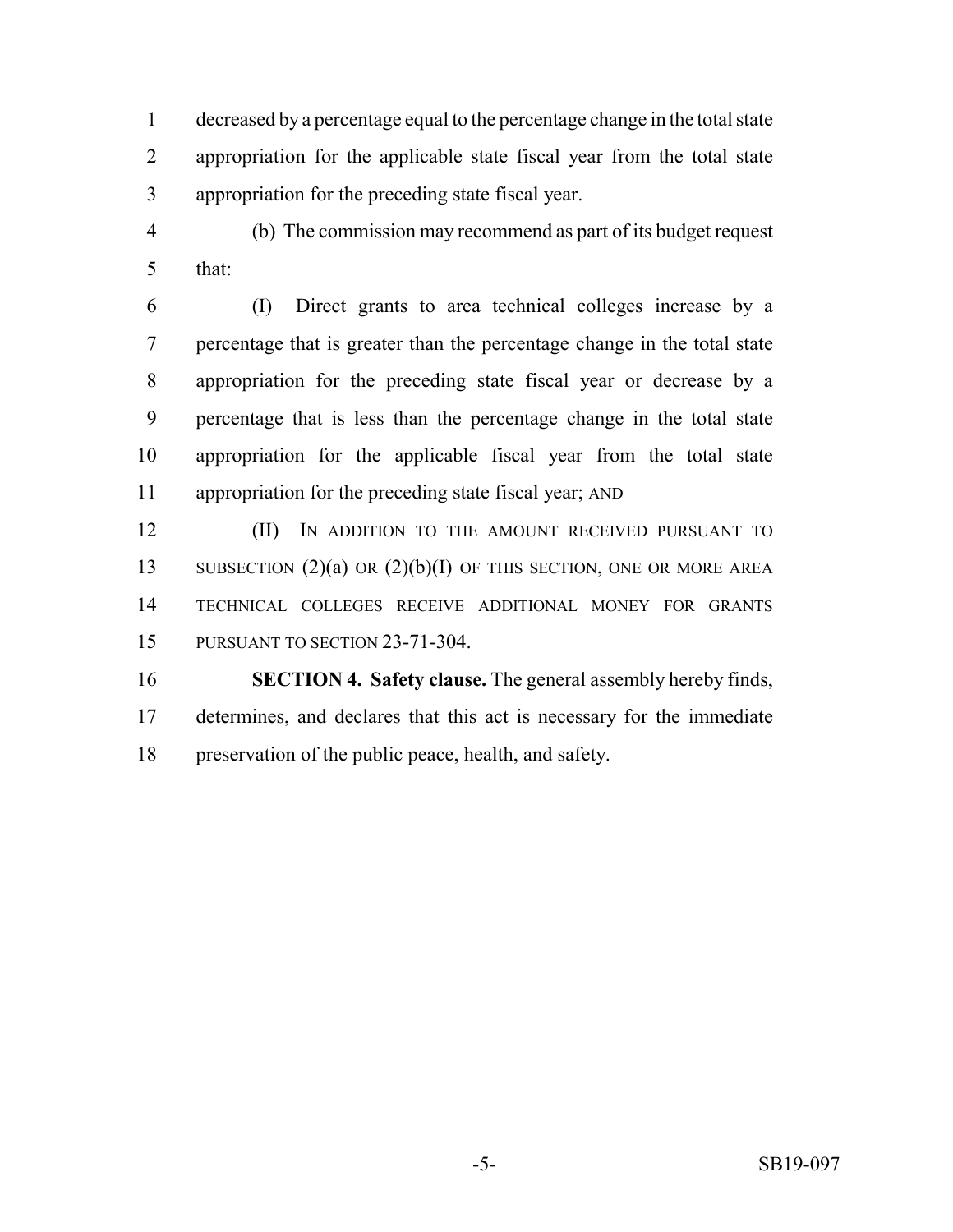decreased by a percentage equal to the percentage change in the total state appropriation for the applicable state fiscal year from the total state appropriation for the preceding state fiscal year.

(b) The commission may recommend as part of its budget request that:

(I) Direct grants to area technical colleges increase by a percentage that is greater than the percentage change in the total state appropriation for the preceding state fiscal year or decrease by a percentage that is less than the percentage change in the total state appropriation for the applicable fiscal year from the total state appropriation for the preceding state fiscal year; AND

(II) IN ADDITION TO THE AMOUNT RECEIVED PURSUANT TO SUBSECTION (2)(a) OR (2)(b)(I) OF THIS SECTION, ONE OR MORE AREA TECHNICAL COLLEGES RECEIVE ADDITIONAL MONEY FOR GRANTS PURSUANT TO SECTION 23-71-304.

**SECTION 4. Safety clause.** The general assembly hereby finds, determines, and declares that this act is necessary for the immediate preservation of the public peace, health, and safety.